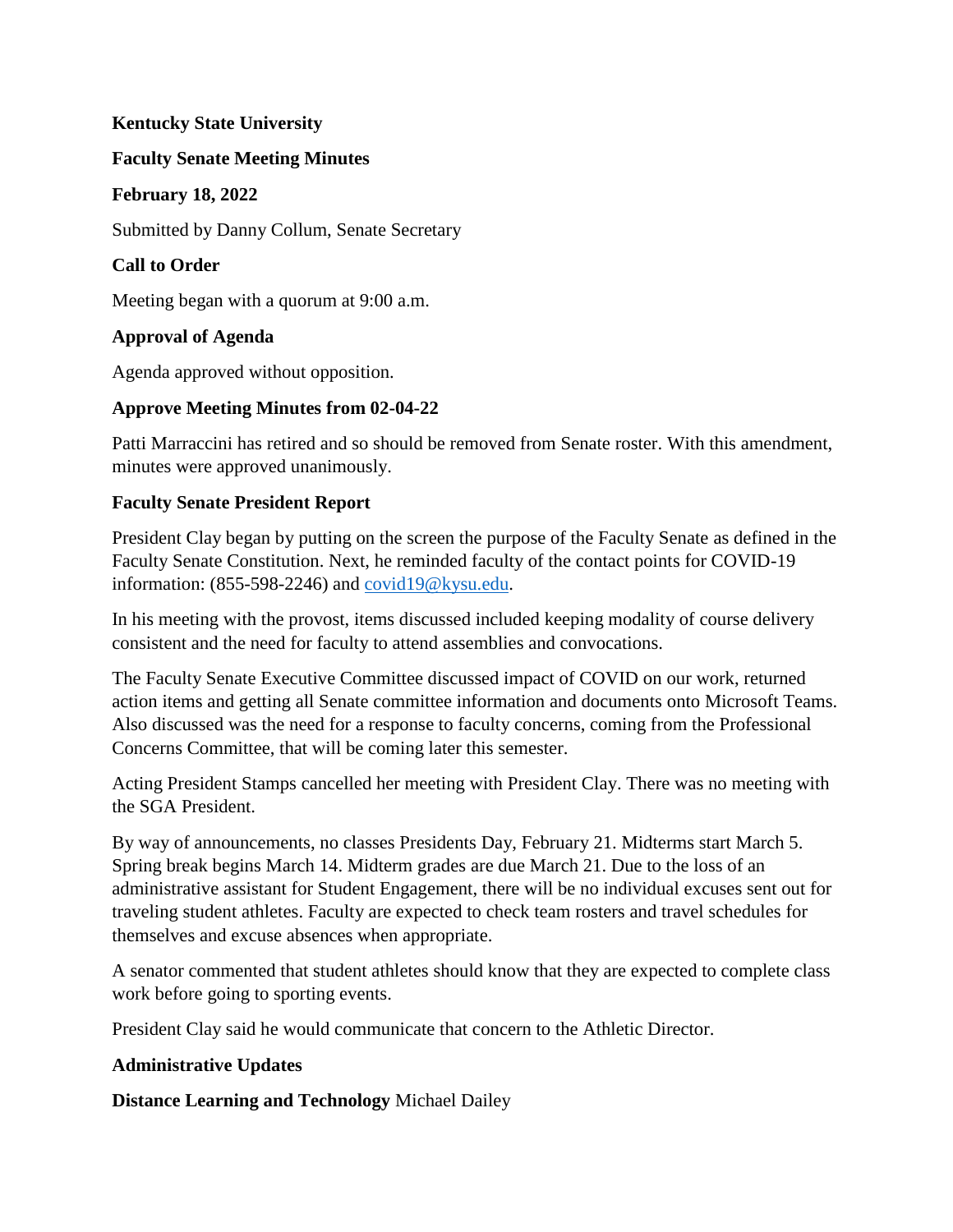**Kentucky State University**

**Faculty Senate Meeting Minutes**

**February 18, 2022**

Submitted by Danny Collum, Senate Secretary

**Call to Order**

Meeting began with a quorum at 9:00 a.m.

**Approval of Agenda**

Agenda approved without opposition.

**Approve Meeting Minutes from 02-04-22**

Patti Marraccini has retired and so should be removed from Senate roster. With this amendment, minutes were approved unanimously.

**Faculty Senate President Report**

President Clay began by putting on the screen the purpose of the Faculty Senate as defined in the Faculty Senate Constitution. Next, he reminded faculty of the contact points for COVID-19 information: (855-598-2246) and covid19@kysu.edu.

In his meeting with the provost, items discussed included keeping modality of course delivery consistent and the need for faculty to attend assemblies and convocations.

The Faculty Senate Executive Committee discussed impact of COVID on our work, returned action items and getting all Senate committee information and documents onto Microsoft Teams. Also discussed was the need for a response to faculty concerns, coming from the Professional Concerns Committee, that will be coming later this semester.

Acting President Stamps cancelled her meeting with President Clay. There was no meeting with the SGA President.

By way of announcements, no classes Presidents Day, February 21. Midterms start March 5. Spring break begins March 14. Midterm grades are due March 21. Due to the loss of an administrative assistant for Student Engagement, there will be no individual excuses sent out for traveling student athletes. Faculty are expected to check team rosters and travel schedules for themselves and excuse absences when appropriate.

A senator commented that student athletes should know that they are expected to complete class work before going to sporting events.

President Clay said he would communicate that concern to the Athletic Director.

**Administrative Updates**

**Distance Learning and Technology** Michael Dailey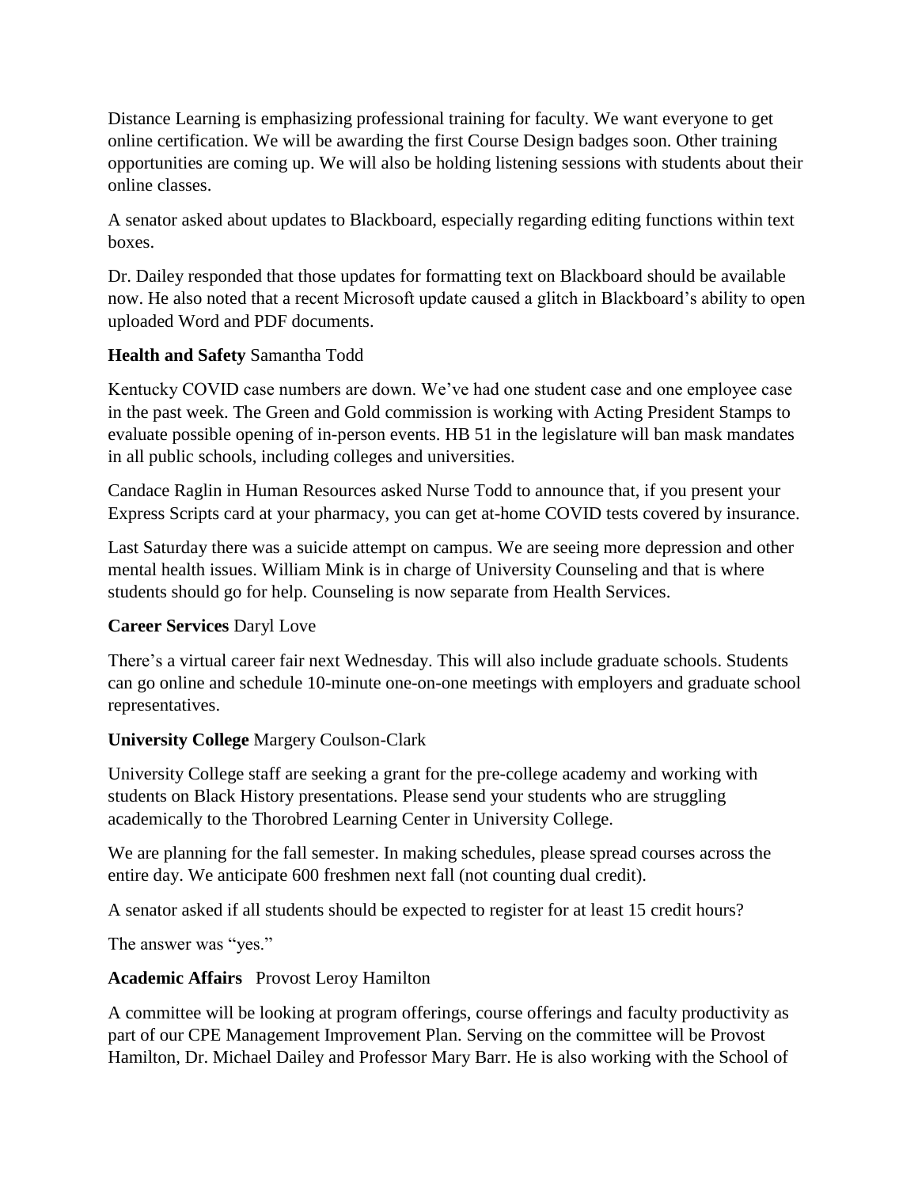Distance Learning is emphasizing professional training for faculty. We want everyone to get online certification. We will be awarding the first Course Design badges soon. Other training opportunities are coming up. We will also be holding listening sessions with students about their online classes.

A senator asked about updates to Blackboard, especially regarding editing functions within text boxes.

Dr. Dailey responded that those updates for formatting text on Blackboard should be available now. He also noted that a recent Microsoft update caused a glitch in Blackboard's ability to open uploaded Word and PDF documents.

**Health and Safety** Samantha Todd

Kentucky COVID case numbers are down. We've had one student case and one employee case in the past week. The Green and Gold commission is working with Acting President Stamps to evaluate possible opening of in-person events. HB 51 in the legislature will ban mask mandates in all public schools, including colleges and universities.

Candace Raglin in Human Resources asked Nurse Todd to announce that, if you present your Express Scripts card at your pharmacy, you can get at-home COVID tests covered by insurance.

Last Saturday there was a suicide attempt on campus. We are seeing more depression and other mental health issues. William Mink is in charge of University Counseling and that is where students should go for help. Counseling is now separate from Health Services.

**Career Services** Daryl Love

There's a virtual career fair next Wednesday. This will also include graduate schools. Students can go online and schedule 10-minute one-on-one meetings with employers and graduate school representatives.

**University College** Margery Coulson-Clark

University College staff are seeking a grant for the pre-college academy and working with students on Black History presentations. Please send your students who are struggling academically to the Thorobred Learning Center in University College.

We are planning for the fall semester. In making schedules, please spread courses across the entire day. We anticipate 600 freshmen next fall (not counting dual credit).

A senator asked if all students should be expected to register for at least 15 credit hours?

The answer was "yes."

**Academic Affairs** Provost Leroy Hamilton

A committee will be looking at program offerings, course offerings and faculty productivity as part of our CPE Management Improvement Plan. Serving on the committee will be Provost Hamilton, Dr. Michael Dailey and Professor Mary Barr. He is also working with the School of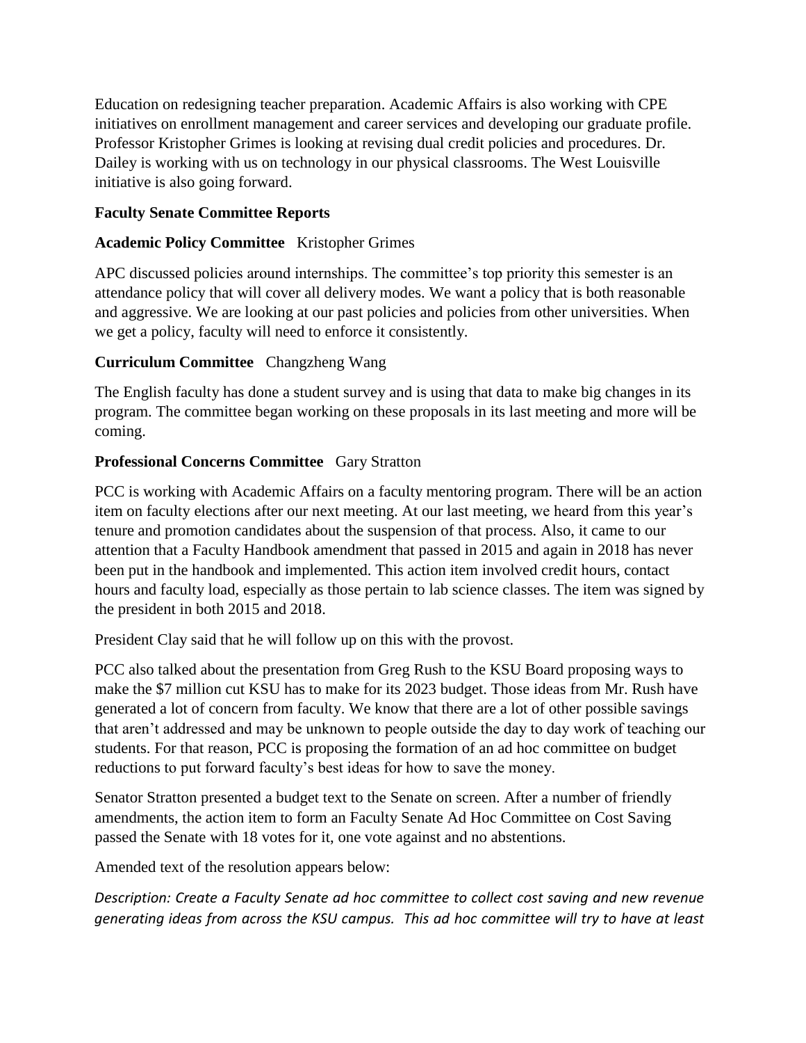Education on redesigning teacher preparation. Academic Affairs is also working with CPE initiatives on enrollment management and career services and developing our graduate profile. Professor Kristopher Grimes is looking at revising dual credit policies and procedures. Dr. Dailey is working with us on technology in our physical classrooms. The West Louisville initiative is also going forward.

**Faculty Senate Committee Reports**

**Academic Policy Committee** Kristopher Grimes

APC discussed policies around internships. The committee's top priority this semester is an attendance policy that will cover all delivery modes. We want a policy that is both reasonable and aggressive. We are looking at our past policies and policies from other universities. When we get a policy, faculty will need to enforce it consistently.

**Curriculum Committee** Changzheng Wang

The English faculty has done a student survey and is using that data to make big changes in its program. The committee began working on these proposals in its last meeting and more will be coming.

**Professional Concerns Committee** Gary Stratton

PCC is working with Academic Affairs on a faculty mentoring program. There will be an action item on faculty elections after our next meeting. At our last meeting, we heard from this year's tenure and promotion candidates about the suspension of that process. Also, it came to our attention that a Faculty Handbook amendment that passed in 2015 and again in 2018 has never been put in the handbook and implemented. This action item involved credit hours, contact hours and faculty load, especially as those pertain to lab science classes. The item was signed by the president in both 2015 and 2018.

President Clay said that he will follow up on this with the provost.

PCC also talked about the presentation from Greg Rush to the KSU Board proposing ways to make the $7 million cut KSU has to make for its 2023 budget. Those ideas from Mr. Rush have generated a lot of concern from faculty. We know that there are a lot of other possible savings that aren't addressed and may be unknown to people outside the day to day work of teaching our students. For that reason, PCC is proposing the formation of an ad hoc committee on budget reductions to put forward faculty's best ideas for how to save the money.

Senator Stratton presented a budget text to the Senate on screen. After a number of friendly amendments, the action item to form an Faculty Senate Ad Hoc Committee on Cost Saving passed the Senate with 18 votes for it, one vote against and no abstentions.

Amended text of the resolution appears below:

*Description: Create a Faculty Senate ad hoc committee to collect cost saving and new revenue generating ideas from across the KSU campus. This ad hoc committee will try to have at least*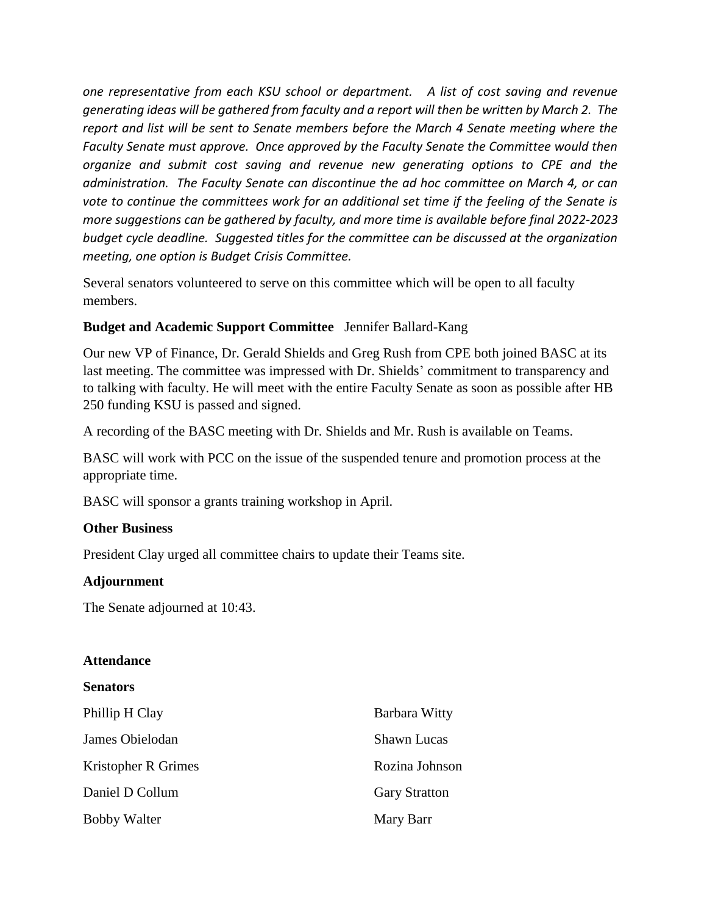*one representative from each KSU school or department. A list of cost saving and revenue generating ideas will be gathered from faculty and a report will then be written by March 2. The report and list will be sent to Senate members before the March 4 Senate meeting where the Faculty Senate must approve. Once approved by the Faculty Senate the Committee would then organize and submit cost saving and revenue new generating options to CPE and the administration. The Faculty Senate can discontinue the ad hoc committee on March 4, or can vote to continue the committees work for an additional set time if the feeling of the Senate is more suggestions can be gathered by faculty, and more time is available before final 2022-2023 budget cycle deadline. Suggested titles for the committee can be discussed at the organization meeting, one option is Budget Crisis Committee.*

Several senators volunteered to serve on this committee which will be open to all faculty members.

**Budget and Academic Support Committee** Jennifer Ballard-Kang

Our new VP of Finance, Dr. Gerald Shields and Greg Rush from CPE both joined BASC at its last meeting. The committee was impressed with Dr. Shields' commitment to transparency and to talking with faculty. He will meet with the entire Faculty Senate as soon as possible after HB 250 funding KSU is passed and signed.

A recording of the BASC meeting with Dr. Shields and Mr. Rush is available on Teams.

BASC will work with PCC on the issue of the suspended tenure and promotion process at the appropriate time.

BASC will sponsor a grants training workshop in April.

**Other Business**

President Clay urged all committee chairs to update their Teams site.

**Adjournment**

The Senate adjourned at 10:43.

**Attendance**

**Senators**

Phillip H Clay
James Obielodan
Kristopher R Grimes
Daniel D Collum
Bobby Walter
Barbara Witty
Shawn Lucas
Rozina Johnson
Gary Stratton
Mary Barr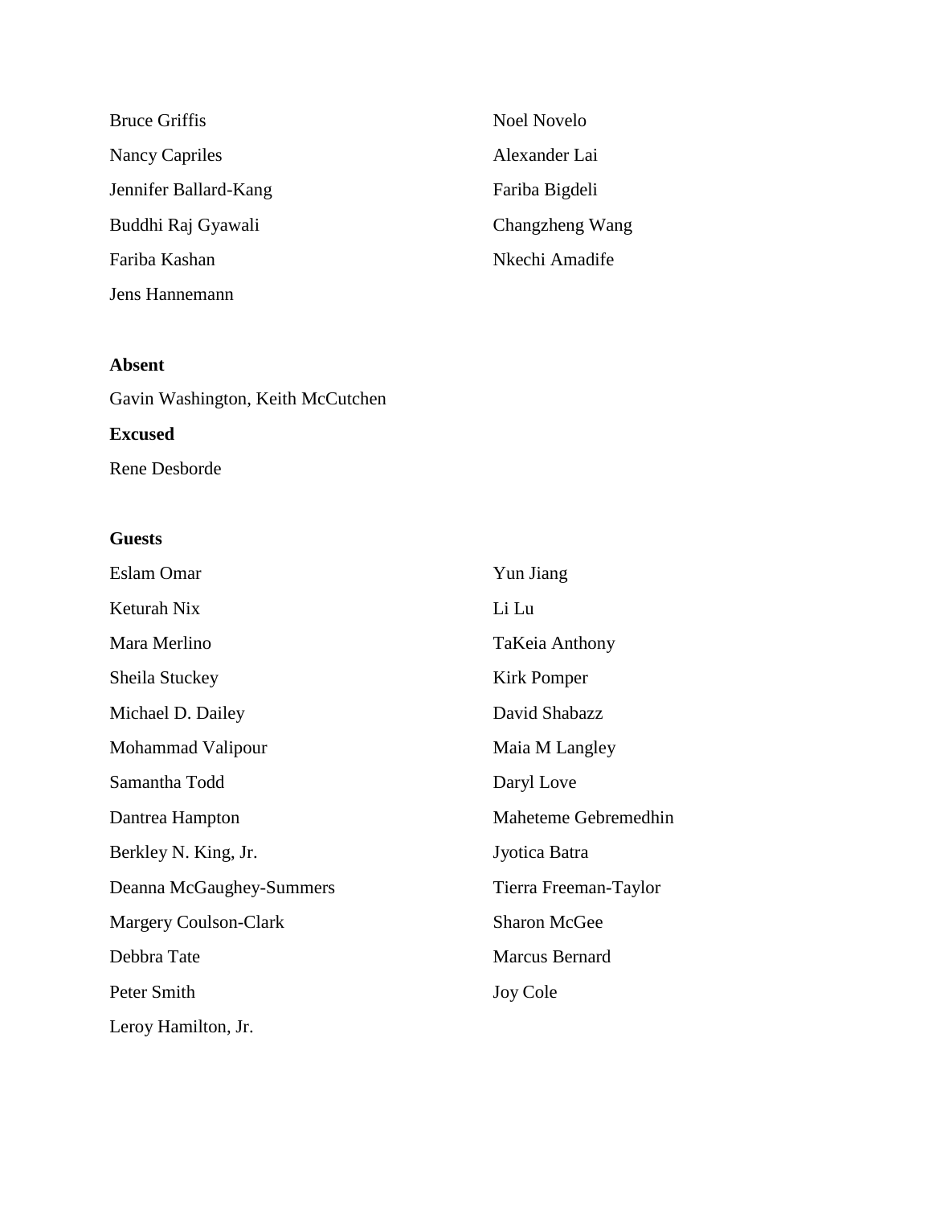Bruce Griffis

Nancy Capriles

Jennifer Ballard-Kang

Buddhi Raj Gyawali

Fariba Kashan

Jens Hannemann

Noel Novelo

Alexander Lai

Fariba Bigdeli

Changzheng Wang

Nkechi Amadife

**Absent**

Gavin Washington, Keith McCutchen

**Excused**

Rene Desborde

**Guests**

Eslam Omar

Keturah Nix

Mara Merlino

Sheila Stuckey

Michael D. Dailey

Mohammad Valipour

Samantha Todd

Dantrea Hampton

Berkley N. King, Jr.

Deanna McGaughey-Summers

Margery Coulson-Clark

Debbra Tate

Peter Smith

Leroy Hamilton, Jr.

Yun Jiang

Li Lu

TaKeia Anthony

Kirk Pomper

David Shabazz

Maia M Langley

Daryl Love

Maheteme Gebremedhin

Jyotica Batra

Tierra Freeman-Taylor

Sharon McGee

Marcus Bernard

Joy Cole